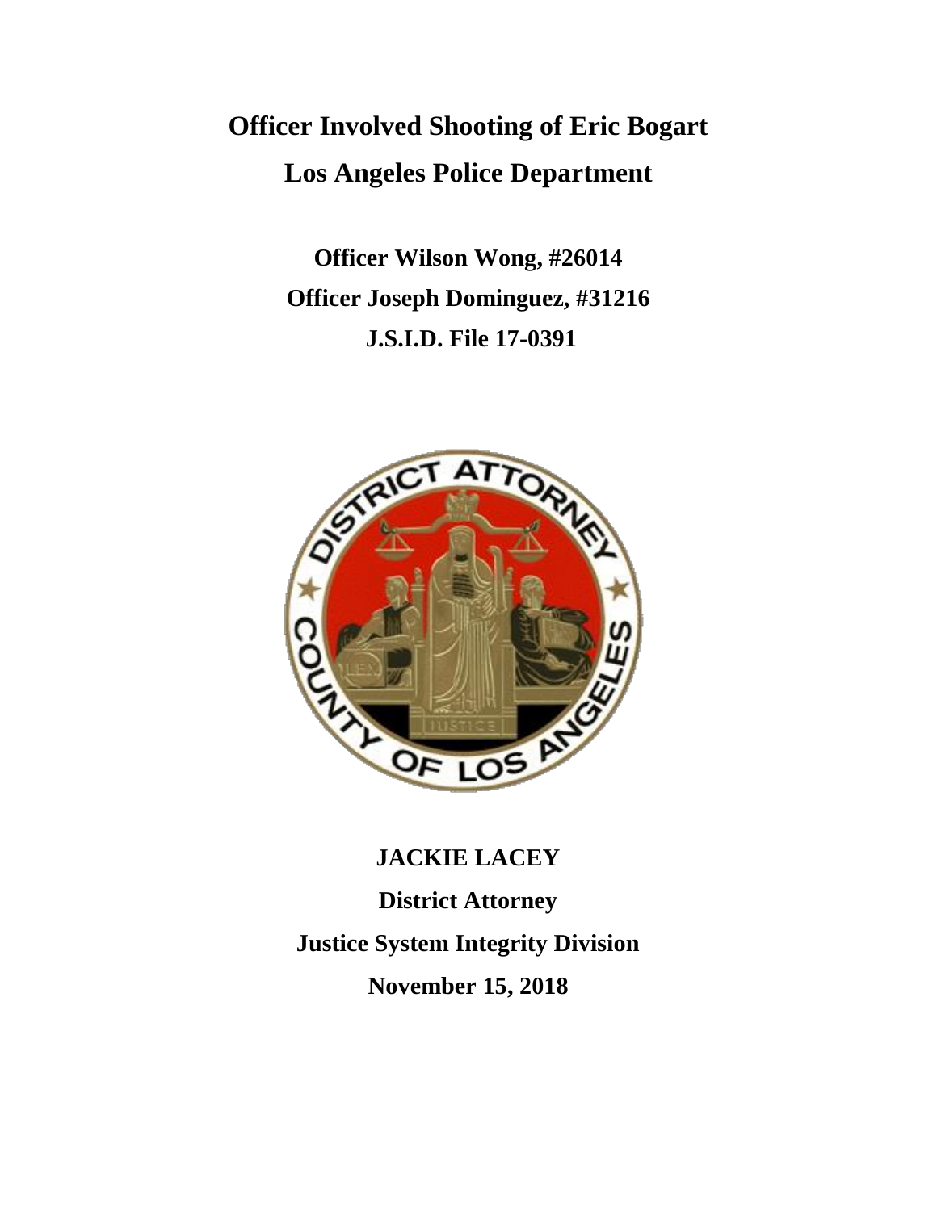# Officer Involved Shooting of Eric Bogart

# Los Angeles Police Department

**Officer Wilson Wong, #26014**

**Officer Joseph Dominguez, #31216**

**J.S.I.D. File 17-0391**

**JACKIE LACEY**

**District Attorney**

**Justice System Integrity Division**

**November 15, 2018**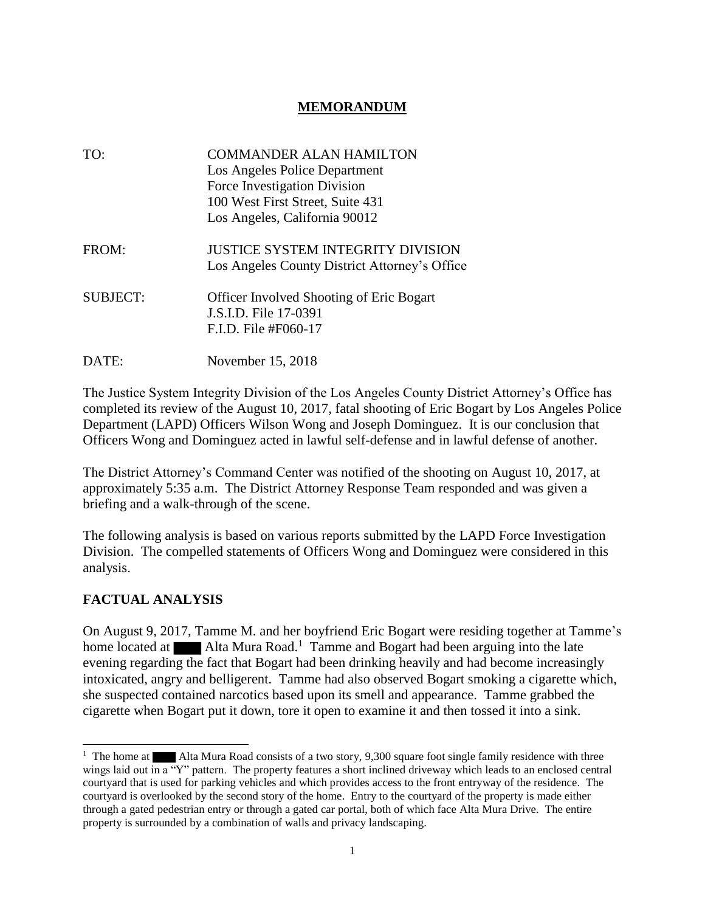# **MEMORANDUM**

TO: COMMANDER ALAN HAMILTON
Los Angeles Police Department
Force Investigation Division
100 West First Street, Suite 431
Los Angeles, California 90012

FROM: JUSTICE SYSTEM INTEGRITY DIVISION
Los Angeles County District Attorney's Office

SUBJECT: Officer Involved Shooting of Eric Bogart
J.S.I.D. File 17-0391
F.I.D. File #F060-17

DATE: November 15, 2018

The Justice System Integrity Division of the Los Angeles County District Attorney's Office has completed its review of the August 10, 2017, fatal shooting of Eric Bogart by Los Angeles Police Department (LAPD) Officers Wilson Wong and Joseph Dominguez. It is our conclusion that Officers Wong and Dominguez acted in lawful self-defense and in lawful defense of another.

The District Attorney's Command Center was notified of the shooting on August 10, 2017, at approximately 5:35 a.m. The District Attorney Response Team responded and was given a briefing and a walk-through of the scene.

The following analysis is based on various reports submitted by the LAPD Force Investigation Division. The compelled statements of Officers Wong and Dominguez were considered in this analysis.

## **FACTUAL ANALYSIS**

On August 9, 2017, Tamme M. and her boyfriend Eric Bogart were residing together at Tamme's home located at ████ Alta Mura Road.[1] Tamme and Bogart had been arguing into the late evening regarding the fact that Bogart had been drinking heavily and had become increasingly intoxicated, angry and belligerent. Tamme had also observed Bogart smoking a cigarette which, she suspected contained narcotics based upon its smell and appearance. Tamme grabbed the cigarette when Bogart put it down, tore it open to examine it and then tossed it into a sink.

---

[1] The home at ████ Alta Mura Road consists of a two story, 9,300 square foot single family residence with three wings laid out in a "Y" pattern. The property features a short inclined driveway which leads to an enclosed central courtyard that is used for parking vehicles and which provides access to the front entryway of the residence. The courtyard is overlooked by the second story of the home. Entry to the courtyard of the property is made either through a gated pedestrian entry or through a gated car portal, both of which face Alta Mura Drive. The entire property is surrounded by a combination of walls and privacy landscaping.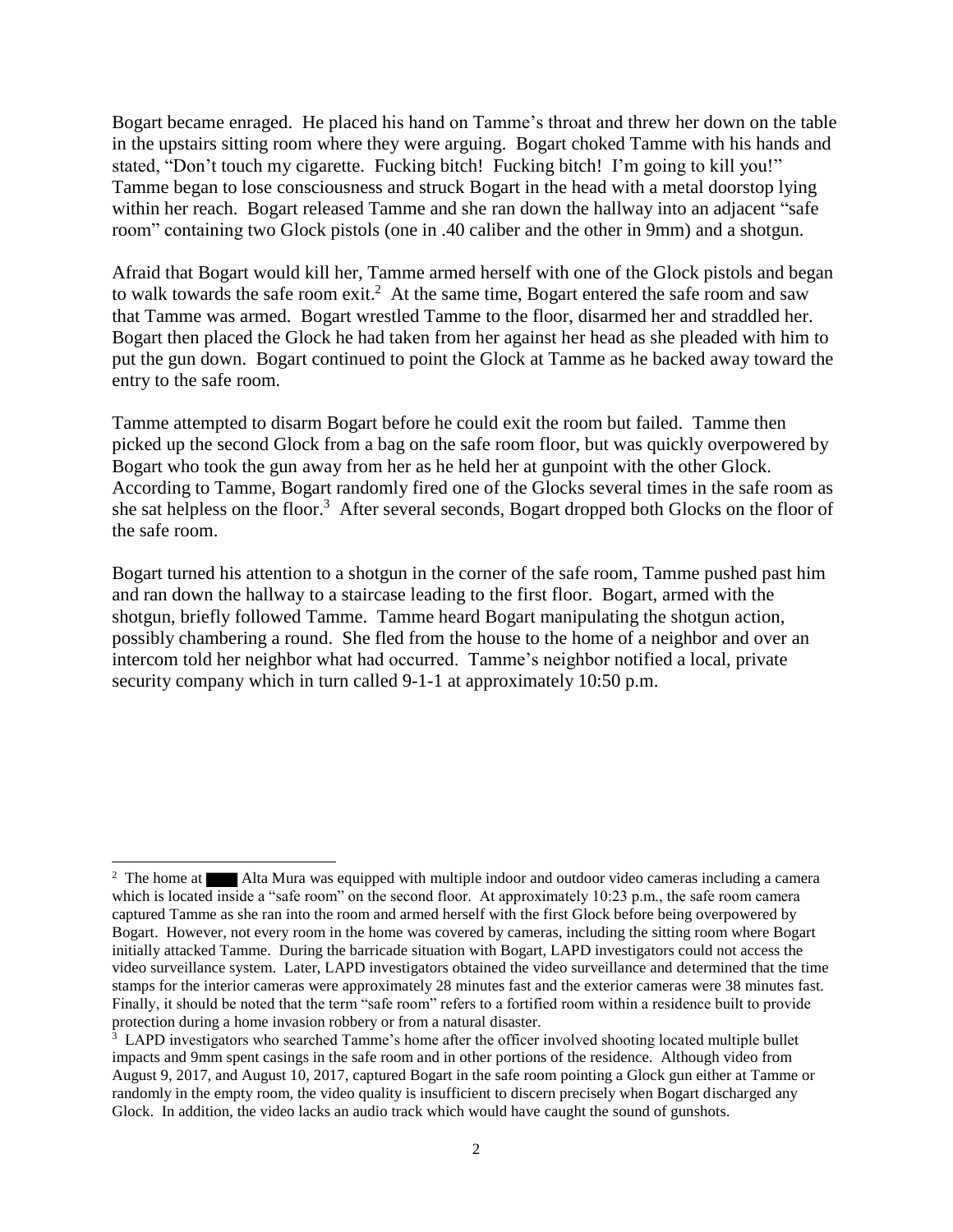Bogart became enraged. He placed his hand on Tamme's throat and threw her down on the table in the upstairs sitting room where they were arguing. Bogart choked Tamme with his hands and stated, "Don't touch my cigarette. Fucking bitch! Fucking bitch! I'm going to kill you!" Tamme began to lose consciousness and struck Bogart in the head with a metal doorstop lying within her reach. Bogart released Tamme and she ran down the hallway into an adjacent "safe room" containing two Glock pistols (one in .40 caliber and the other in 9mm) and a shotgun.

Afraid that Bogart would kill her, Tamme armed herself with one of the Glock pistols and began to walk towards the safe room exit.[2] At the same time, Bogart entered the safe room and saw that Tamme was armed. Bogart wrestled Tamme to the floor, disarmed her and straddled her. Bogart then placed the Glock he had taken from her against her head as she pleaded with him to put the gun down. Bogart continued to point the Glock at Tamme as he backed away toward the entry to the safe room.

Tamme attempted to disarm Bogart before he could exit the room but failed. Tamme then picked up the second Glock from a bag on the safe room floor, but was quickly overpowered by Bogart who took the gun away from her as he held her at gunpoint with the other Glock. According to Tamme, Bogart randomly fired one of the Glocks several times in the safe room as she sat helpless on the floor.[3] After several seconds, Bogart dropped both Glocks on the floor of the safe room.

Bogart turned his attention to a shotgun in the corner of the safe room, Tamme pushed past him and ran down the hallway to a staircase leading to the first floor. Bogart, armed with the shotgun, briefly followed Tamme. Tamme heard Bogart manipulating the shotgun action, possibly chambering a round. She fled from the house to the home of a neighbor and over an intercom told her neighbor what had occurred. Tamme's neighbor notified a local, private security company which in turn called 9-1-1 at approximately 10:50 p.m.

---

[2] The home at ████ Alta Mura was equipped with multiple indoor and outdoor video cameras including a camera which is located inside a "safe room" on the second floor. At approximately 10:23 p.m., the safe room camera captured Tamme as she ran into the room and armed herself with the first Glock before being overpowered by Bogart. However, not every room in the home was covered by cameras, including the sitting room where Bogart initially attacked Tamme. During the barricade situation with Bogart, LAPD investigators could not access the video surveillance system. Later, LAPD investigators obtained the video surveillance and determined that the time stamps for the interior cameras were approximately 28 minutes fast and the exterior cameras were 38 minutes fast. Finally, it should be noted that the term "safe room" refers to a fortified room within a residence built to provide protection during a home invasion robbery or from a natural disaster.

[3] LAPD investigators who searched Tamme's home after the officer involved shooting located multiple bullet impacts and 9mm spent casings in the safe room and in other portions of the residence. Although video from August 9, 2017, and August 10, 2017, captured Bogart in the safe room pointing a Glock gun either at Tamme or randomly in the empty room, the video quality is insufficient to discern precisely when Bogart discharged any Glock. In addition, the video lacks an audio track which would have caught the sound of gunshots.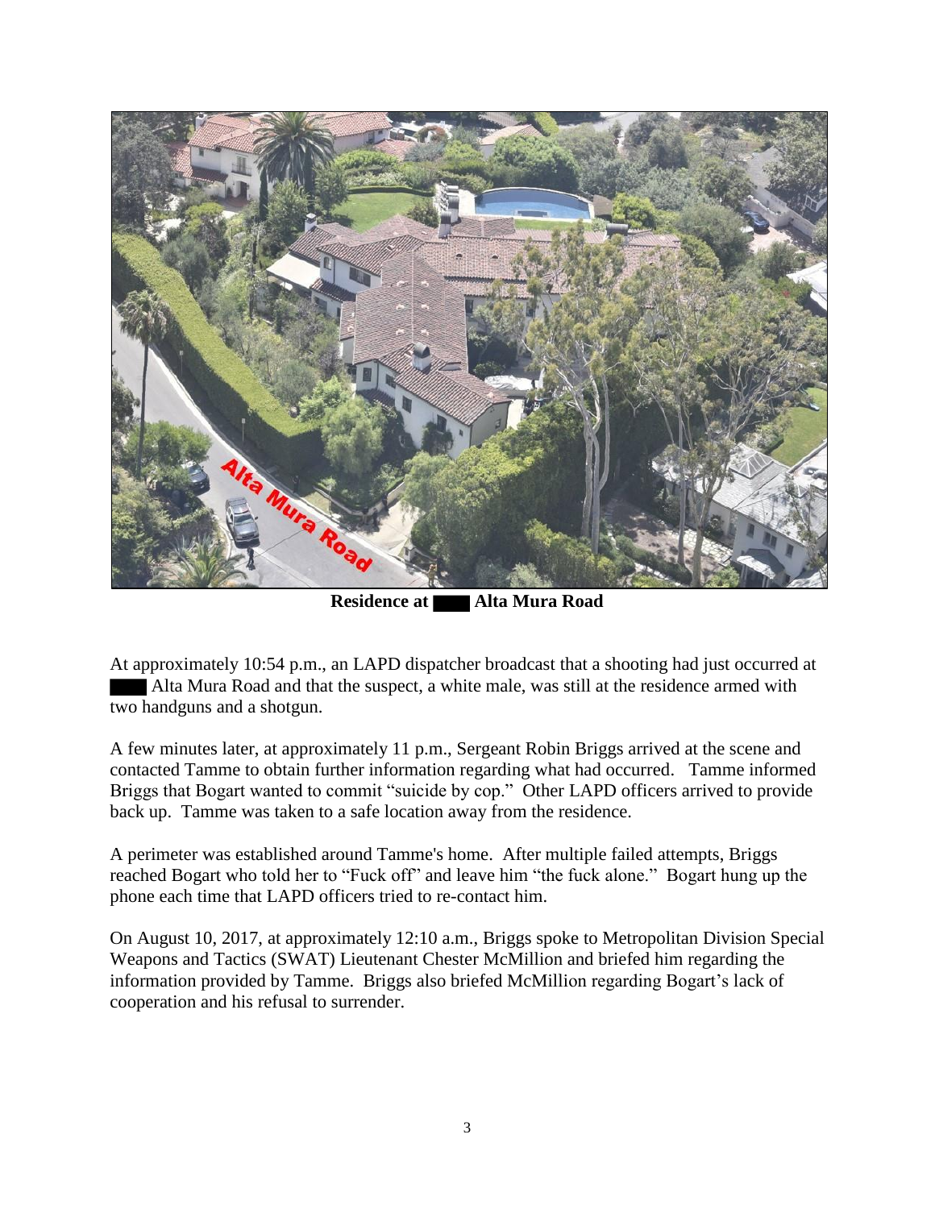**Residence at ████ Alta Mura Road**

At approximately 10:54 p.m., an LAPD dispatcher broadcast that a shooting had just occurred at ████ Alta Mura Road and that the suspect, a white male, was still at the residence armed with two handguns and a shotgun.

A few minutes later, at approximately 11 p.m., Sergeant Robin Briggs arrived at the scene and contacted Tamme to obtain further information regarding what had occurred. Tamme informed Briggs that Bogart wanted to commit "suicide by cop." Other LAPD officers arrived to provide back up. Tamme was taken to a safe location away from the residence.

A perimeter was established around Tamme's home. After multiple failed attempts, Briggs reached Bogart who told her to "Fuck off" and leave him "the fuck alone." Bogart hung up the phone each time that LAPD officers tried to re-contact him.

On August 10, 2017, at approximately 12:10 a.m., Briggs spoke to Metropolitan Division Special Weapons and Tactics (SWAT) Lieutenant Chester McMillion and briefed him regarding the information provided by Tamme. Briggs also briefed McMillion regarding Bogart's lack of cooperation and his refusal to surrender.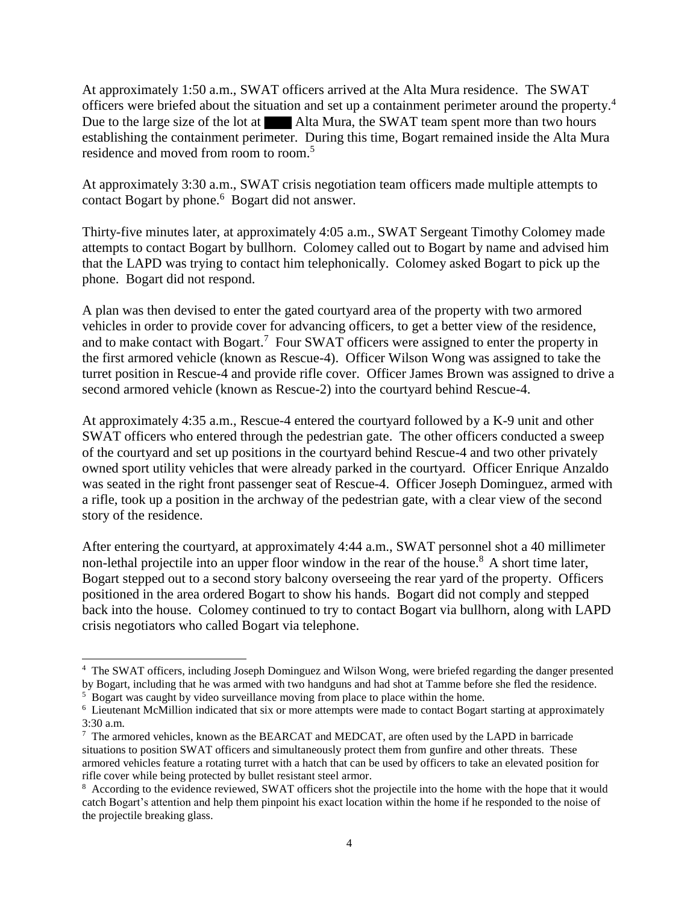At approximately 1:50 a.m., SWAT officers arrived at the Alta Mura residence. The SWAT officers were briefed about the situation and set up a containment perimeter around the property.[4] Due to the large size of the lot at ████ Alta Mura, the SWAT team spent more than two hours establishing the containment perimeter. During this time, Bogart remained inside the Alta Mura residence and moved from room to room.[5]

At approximately 3:30 a.m., SWAT crisis negotiation team officers made multiple attempts to contact Bogart by phone.[6] Bogart did not answer.

Thirty-five minutes later, at approximately 4:05 a.m., SWAT Sergeant Timothy Colomey made attempts to contact Bogart by bullhorn. Colomey called out to Bogart by name and advised him that the LAPD was trying to contact him telephonically. Colomey asked Bogart to pick up the phone. Bogart did not respond.

A plan was then devised to enter the gated courtyard area of the property with two armored vehicles in order to provide cover for advancing officers, to get a better view of the residence, and to make contact with Bogart.[7] Four SWAT officers were assigned to enter the property in the first armored vehicle (known as Rescue-4). Officer Wilson Wong was assigned to take the turret position in Rescue-4 and provide rifle cover. Officer James Brown was assigned to drive a second armored vehicle (known as Rescue-2) into the courtyard behind Rescue-4.

At approximately 4:35 a.m., Rescue-4 entered the courtyard followed by a K-9 unit and other SWAT officers who entered through the pedestrian gate. The other officers conducted a sweep of the courtyard and set up positions in the courtyard behind Rescue-4 and two other privately owned sport utility vehicles that were already parked in the courtyard. Officer Enrique Anzaldo was seated in the right front passenger seat of Rescue-4. Officer Joseph Dominguez, armed with a rifle, took up a position in the archway of the pedestrian gate, with a clear view of the second story of the residence.

After entering the courtyard, at approximately 4:44 a.m., SWAT personnel shot a 40 millimeter non-lethal projectile into an upper floor window in the rear of the house.[8] A short time later, Bogart stepped out to a second story balcony overseeing the rear yard of the property. Officers positioned in the area ordered Bogart to show his hands. Bogart did not comply and stepped back into the house. Colomey continued to try to contact Bogart via bullhorn, along with LAPD crisis negotiators who called Bogart via telephone.

---

[4] The SWAT officers, including Joseph Dominguez and Wilson Wong, were briefed regarding the danger presented by Bogart, including that he was armed with two handguns and had shot at Tamme before she fled the residence.

[5] Bogart was caught by video surveillance moving from place to place within the home.

[6] Lieutenant McMillion indicated that six or more attempts were made to contact Bogart starting at approximately 3:30 a.m.

[7] The armored vehicles, known as the BEARCAT and MEDCAT, are often used by the LAPD in barricade situations to position SWAT officers and simultaneously protect them from gunfire and other threats. These armored vehicles feature a rotating turret with a hatch that can be used by officers to take an elevated position for rifle cover while being protected by bullet resistant steel armor.

[8] According to the evidence reviewed, SWAT officers shot the projectile into the home with the hope that it would catch Bogart's attention and help them pinpoint his exact location within the home if he responded to the noise of the projectile breaking glass.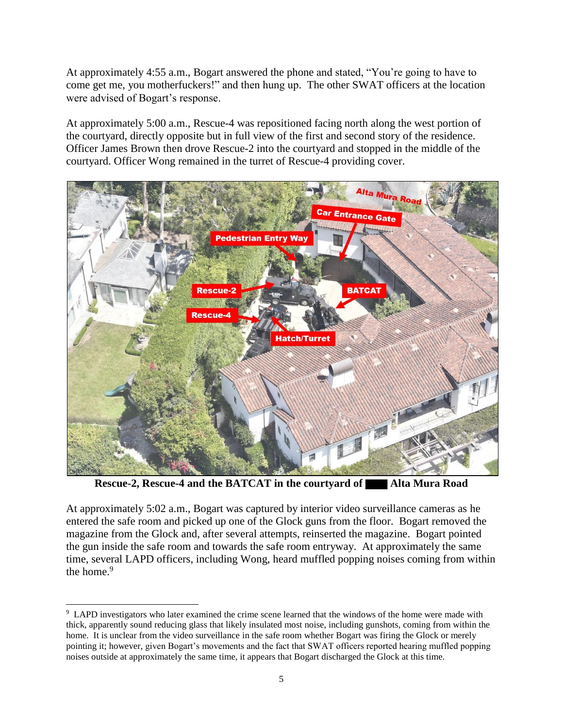At approximately 4:55 a.m., Bogart answered the phone and stated, "You're going to have to come get me, you motherfuckers!" and then hung up. The other SWAT officers at the location were advised of Bogart's response.

At approximately 5:00 a.m., Rescue-4 was repositioned facing north along the west portion of the courtyard, directly opposite but in full view of the first and second story of the residence. Officer James Brown then drove Rescue-2 into the courtyard and stopped in the middle of the courtyard. Officer Wong remained in the turret of Rescue-4 providing cover.

**Rescue-2, Rescue-4 and the BATCAT in the courtyard of ████ Alta Mura Road**

At approximately 5:02 a.m., Bogart was captured by interior video surveillance cameras as he entered the safe room and picked up one of the Glock guns from the floor. Bogart removed the magazine from the Glock and, after several attempts, reinserted the magazine. Bogart pointed the gun inside the safe room and towards the safe room entryway. At approximately the same time, several LAPD officers, including Wong, heard muffled popping noises coming from within the home.[9]

---

[9] LAPD investigators who later examined the crime scene learned that the windows of the home were made with thick, apparently sound reducing glass that likely insulated most noise, including gunshots, coming from within the home. It is unclear from the video surveillance in the safe room whether Bogart was firing the Glock or merely pointing it; however, given Bogart's movements and the fact that SWAT officers reported hearing muffled popping noises outside at approximately the same time, it appears that Bogart discharged the Glock at this time.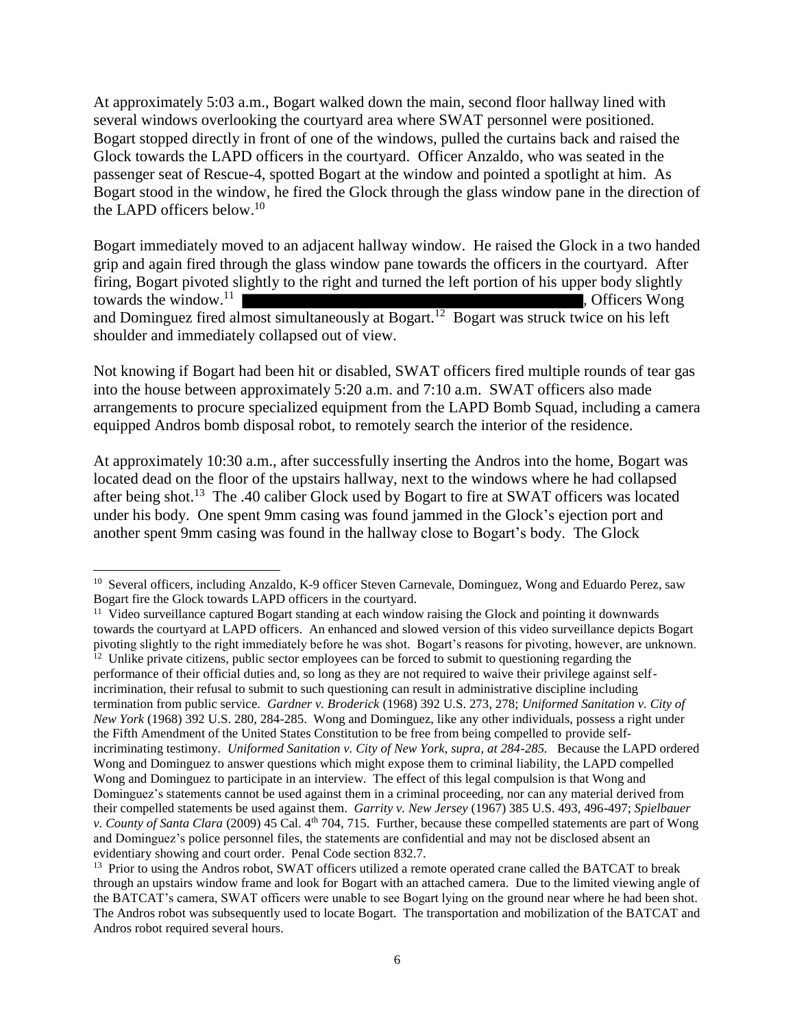At approximately 5:03 a.m., Bogart walked down the main, second floor hallway lined with several windows overlooking the courtyard area where SWAT personnel were positioned. Bogart stopped directly in front of one of the windows, pulled the curtains back and raised the Glock towards the LAPD officers in the courtyard. Officer Anzaldo, who was seated in the passenger seat of Rescue-4, spotted Bogart at the window and pointed a spotlight at him. As Bogart stood in the window, he fired the Glock through the glass window pane in the direction of the LAPD officers below.[10]

Bogart immediately moved to an adjacent hallway window. He raised the Glock in a two handed grip and again fired through the glass window pane towards the officers in the courtyard. After firing, Bogart pivoted slightly to the right and turned the left portion of his upper body slightly towards the window.[11] [REDACTED], Officers Wong and Dominguez fired almost simultaneously at Bogart.[12] Bogart was struck twice on his left shoulder and immediately collapsed out of view.

Not knowing if Bogart had been hit or disabled, SWAT officers fired multiple rounds of tear gas into the house between approximately 5:20 a.m. and 7:10 a.m. SWAT officers also made arrangements to procure specialized equipment from the LAPD Bomb Squad, including a camera equipped Andros bomb disposal robot, to remotely search the interior of the residence.

At approximately 10:30 a.m., after successfully inserting the Andros into the home, Bogart was located dead on the floor of the upstairs hallway, next to the windows where he had collapsed after being shot.[13] The .40 caliber Glock used by Bogart to fire at SWAT officers was located under his body. One spent 9mm casing was found jammed in the Glock's ejection port and another spent 9mm casing was found in the hallway close to Bogart's body. The Glock

---

[10] Several officers, including Anzaldo, K-9 officer Steven Carnevale, Dominguez, Wong and Eduardo Perez, saw Bogart fire the Glock towards LAPD officers in the courtyard.

[11] Video surveillance captured Bogart standing at each window raising the Glock and pointing it downwards towards the courtyard at LAPD officers. An enhanced and slowed version of this video surveillance depicts Bogart pivoting slightly to the right immediately before he was shot. Bogart's reasons for pivoting, however, are unknown.

[12] Unlike private citizens, public sector employees can be forced to submit to questioning regarding the performance of their official duties and, so long as they are not required to waive their privilege against self-incrimination, their refusal to submit to such questioning can result in administrative discipline including termination from public service. *Gardner v. Broderick* (1968) 392 U.S. 273, 278; *Uniformed Sanitation v. City of New York* (1968) 392 U.S. 280, 284-285. Wong and Dominguez, like any other individuals, possess a right under the Fifth Amendment of the United States Constitution to be free from being compelled to provide self-incriminating testimony. *Uniformed Sanitation v. City of New York, supra, at 284-285.* Because the LAPD ordered Wong and Dominguez to answer questions which might expose them to criminal liability, the LAPD compelled Wong and Dominguez to participate in an interview. The effect of this legal compulsion is that Wong and Dominguez's statements cannot be used against them in a criminal proceeding, nor can any material derived from their compelled statements be used against them. *Garrity v. New Jersey* (1967) 385 U.S. 493, 496-497; *Spielbauer v. County of Santa Clara* (2009) 45 Cal. 4th 704, 715. Further, because these compelled statements are part of Wong and Dominguez's police personnel files, the statements are confidential and may not be disclosed absent an evidentiary showing and court order. Penal Code section 832.7.

[13] Prior to using the Andros robot, SWAT officers utilized a remote operated crane called the BATCAT to break through an upstairs window frame and look for Bogart with an attached camera. Due to the limited viewing angle of the BATCAT's camera, SWAT officers were unable to see Bogart lying on the ground near where he had been shot. The Andros robot was subsequently used to locate Bogart. The transportation and mobilization of the BATCAT and Andros robot required several hours.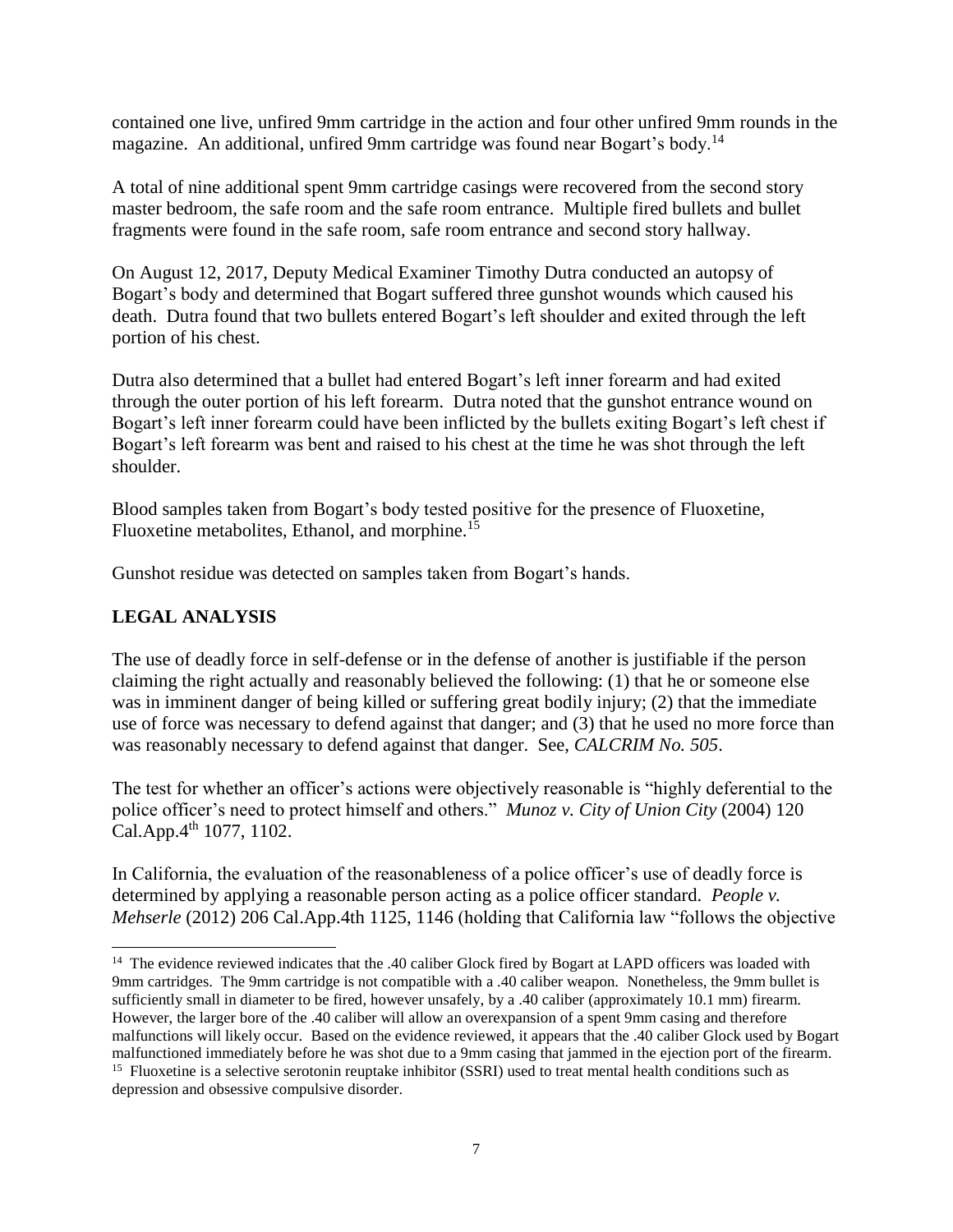contained one live, unfired 9mm cartridge in the action and four other unfired 9mm rounds in the magazine. An additional, unfired 9mm cartridge was found near Bogart's body.[14]

A total of nine additional spent 9mm cartridge casings were recovered from the second story master bedroom, the safe room and the safe room entrance. Multiple fired bullets and bullet fragments were found in the safe room, safe room entrance and second story hallway.

On August 12, 2017, Deputy Medical Examiner Timothy Dutra conducted an autopsy of Bogart's body and determined that Bogart suffered three gunshot wounds which caused his death. Dutra found that two bullets entered Bogart's left shoulder and exited through the left portion of his chest.

Dutra also determined that a bullet had entered Bogart's left inner forearm and had exited through the outer portion of his left forearm. Dutra noted that the gunshot entrance wound on Bogart's left inner forearm could have been inflicted by the bullets exiting Bogart's left chest if Bogart's left forearm was bent and raised to his chest at the time he was shot through the left shoulder.

Blood samples taken from Bogart's body tested positive for the presence of Fluoxetine, Fluoxetine metabolites, Ethanol, and morphine.[15]

Gunshot residue was detected on samples taken from Bogart's hands.

## LEGAL ANALYSIS

The use of deadly force in self-defense or in the defense of another is justifiable if the person claiming the right actually and reasonably believed the following: (1) that he or someone else was in imminent danger of being killed or suffering great bodily injury; (2) that the immediate use of force was necessary to defend against that danger; and (3) that he used no more force than was reasonably necessary to defend against that danger. See, *CALCRIM No. 505*.

The test for whether an officer's actions were objectively reasonable is "highly deferential to the police officer's need to protect himself and others." *Munoz v. City of Union City* (2004) 120 Cal.App.4th 1077, 1102.

In California, the evaluation of the reasonableness of a police officer's use of deadly force is determined by applying a reasonable person acting as a police officer standard. *People v. Mehserle* (2012) 206 Cal.App.4th 1125, 1146 (holding that California law "follows the objective

---

[14] The evidence reviewed indicates that the .40 caliber Glock fired by Bogart at LAPD officers was loaded with 9mm cartridges. The 9mm cartridge is not compatible with a .40 caliber weapon. Nonetheless, the 9mm bullet is sufficiently small in diameter to be fired, however unsafely, by a .40 caliber (approximately 10.1 mm) firearm. However, the larger bore of the .40 caliber will allow an overexpansion of a spent 9mm casing and therefore malfunctions will likely occur. Based on the evidence reviewed, it appears that the .40 caliber Glock used by Bogart malfunctioned immediately before he was shot due to a 9mm casing that jammed in the ejection port of the firearm.

[15] Fluoxetine is a selective serotonin reuptake inhibitor (SSRI) used to treat mental health conditions such as depression and obsessive compulsive disorder.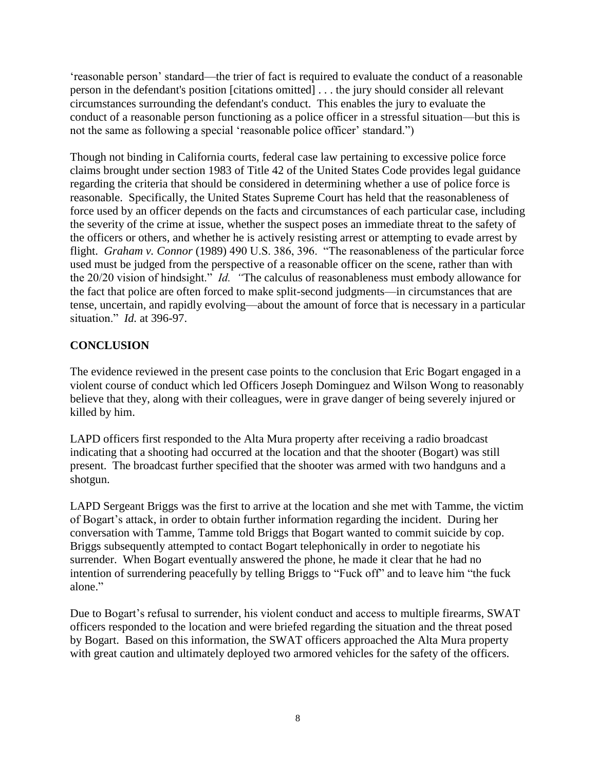'reasonable person' standard—the trier of fact is required to evaluate the conduct of a reasonable person in the defendant's position [citations omitted] . . . the jury should consider all relevant circumstances surrounding the defendant's conduct. This enables the jury to evaluate the conduct of a reasonable person functioning as a police officer in a stressful situation—but this is not the same as following a special 'reasonable police officer' standard.")

Though not binding in California courts, federal case law pertaining to excessive police force claims brought under section 1983 of Title 42 of the United States Code provides legal guidance regarding the criteria that should be considered in determining whether a use of police force is reasonable. Specifically, the United States Supreme Court has held that the reasonableness of force used by an officer depends on the facts and circumstances of each particular case, including the severity of the crime at issue, whether the suspect poses an immediate threat to the safety of the officers or others, and whether he is actively resisting arrest or attempting to evade arrest by flight. *Graham v. Connor* (1989) 490 U.S. 386, 396. "The reasonableness of the particular force used must be judged from the perspective of a reasonable officer on the scene, rather than with the 20/20 vision of hindsight." *Id.* "The calculus of reasonableness must embody allowance for the fact that police are often forced to make split-second judgments—in circumstances that are tense, uncertain, and rapidly evolving—about the amount of force that is necessary in a particular situation." *Id.* at 396-97.

## CONCLUSION

The evidence reviewed in the present case points to the conclusion that Eric Bogart engaged in a violent course of conduct which led Officers Joseph Dominguez and Wilson Wong to reasonably believe that they, along with their colleagues, were in grave danger of being severely injured or killed by him.

LAPD officers first responded to the Alta Mura property after receiving a radio broadcast indicating that a shooting had occurred at the location and that the shooter (Bogart) was still present. The broadcast further specified that the shooter was armed with two handguns and a shotgun.

LAPD Sergeant Briggs was the first to arrive at the location and she met with Tamme, the victim of Bogart's attack, in order to obtain further information regarding the incident. During her conversation with Tamme, Tamme told Briggs that Bogart wanted to commit suicide by cop. Briggs subsequently attempted to contact Bogart telephonically in order to negotiate his surrender. When Bogart eventually answered the phone, he made it clear that he had no intention of surrendering peacefully by telling Briggs to "Fuck off" and to leave him "the fuck alone."

Due to Bogart's refusal to surrender, his violent conduct and access to multiple firearms, SWAT officers responded to the location and were briefed regarding the situation and the threat posed by Bogart. Based on this information, the SWAT officers approached the Alta Mura property with great caution and ultimately deployed two armored vehicles for the safety of the officers.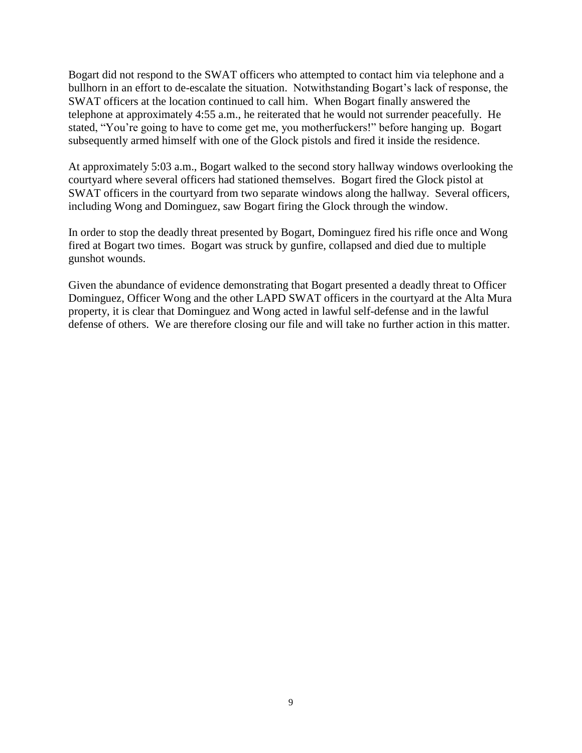Bogart did not respond to the SWAT officers who attempted to contact him via telephone and a bullhorn in an effort to de-escalate the situation. Notwithstanding Bogart's lack of response, the SWAT officers at the location continued to call him. When Bogart finally answered the telephone at approximately 4:55 a.m., he reiterated that he would not surrender peacefully. He stated, "You're going to have to come get me, you motherfuckers!" before hanging up. Bogart subsequently armed himself with one of the Glock pistols and fired it inside the residence.

At approximately 5:03 a.m., Bogart walked to the second story hallway windows overlooking the courtyard where several officers had stationed themselves. Bogart fired the Glock pistol at SWAT officers in the courtyard from two separate windows along the hallway. Several officers, including Wong and Dominguez, saw Bogart firing the Glock through the window.

In order to stop the deadly threat presented by Bogart, Dominguez fired his rifle once and Wong fired at Bogart two times. Bogart was struck by gunfire, collapsed and died due to multiple gunshot wounds.

Given the abundance of evidence demonstrating that Bogart presented a deadly threat to Officer Dominguez, Officer Wong and the other LAPD SWAT officers in the courtyard at the Alta Mura property, it is clear that Dominguez and Wong acted in lawful self-defense and in the lawful defense of others. We are therefore closing our file and will take no further action in this matter.